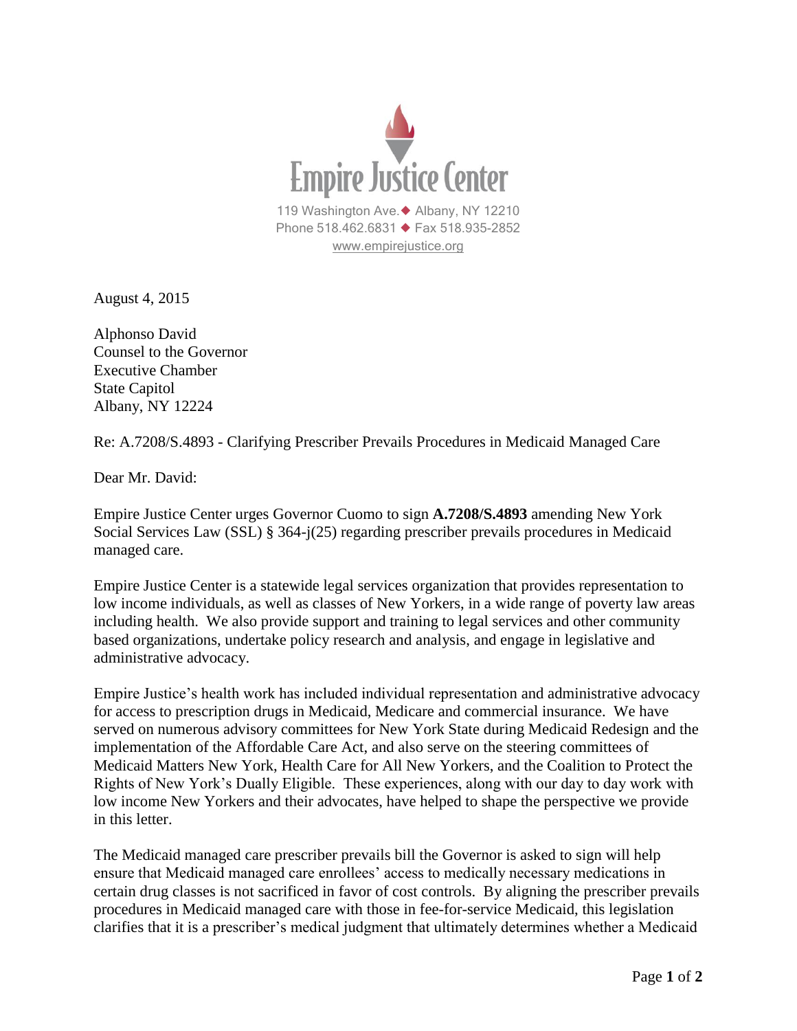# Empire Justice Center

119 Washington Ave.◆ Albany, NY 12210
Phone 518.462.6831 ◆ Fax 518.935-2852
www.empirejustice.org

August 4, 2015

Alphonso David
Counsel to the Governor
Executive Chamber
State Capitol
Albany, NY 12224

Re: A.7208/S.4893 - Clarifying Prescriber Prevails Procedures in Medicaid Managed Care

Dear Mr. David:

Empire Justice Center urges Governor Cuomo to sign **A.7208/S.4893** amending New York Social Services Law (SSL) § 364-j(25) regarding prescriber prevails procedures in Medicaid managed care.

Empire Justice Center is a statewide legal services organization that provides representation to low income individuals, as well as classes of New Yorkers, in a wide range of poverty law areas including health. We also provide support and training to legal services and other community based organizations, undertake policy research and analysis, and engage in legislative and administrative advocacy.

Empire Justice's health work has included individual representation and administrative advocacy for access to prescription drugs in Medicaid, Medicare and commercial insurance. We have served on numerous advisory committees for New York State during Medicaid Redesign and the implementation of the Affordable Care Act, and also serve on the steering committees of Medicaid Matters New York, Health Care for All New Yorkers, and the Coalition to Protect the Rights of New York's Dually Eligible. These experiences, along with our day to day work with low income New Yorkers and their advocates, have helped to shape the perspective we provide in this letter.

The Medicaid managed care prescriber prevails bill the Governor is asked to sign will help ensure that Medicaid managed care enrollees' access to medically necessary medications in certain drug classes is not sacrificed in favor of cost controls. By aligning the prescriber prevails procedures in Medicaid managed care with those in fee-for-service Medicaid, this legislation clarifies that it is a prescriber's medical judgment that ultimately determines whether a Medicaid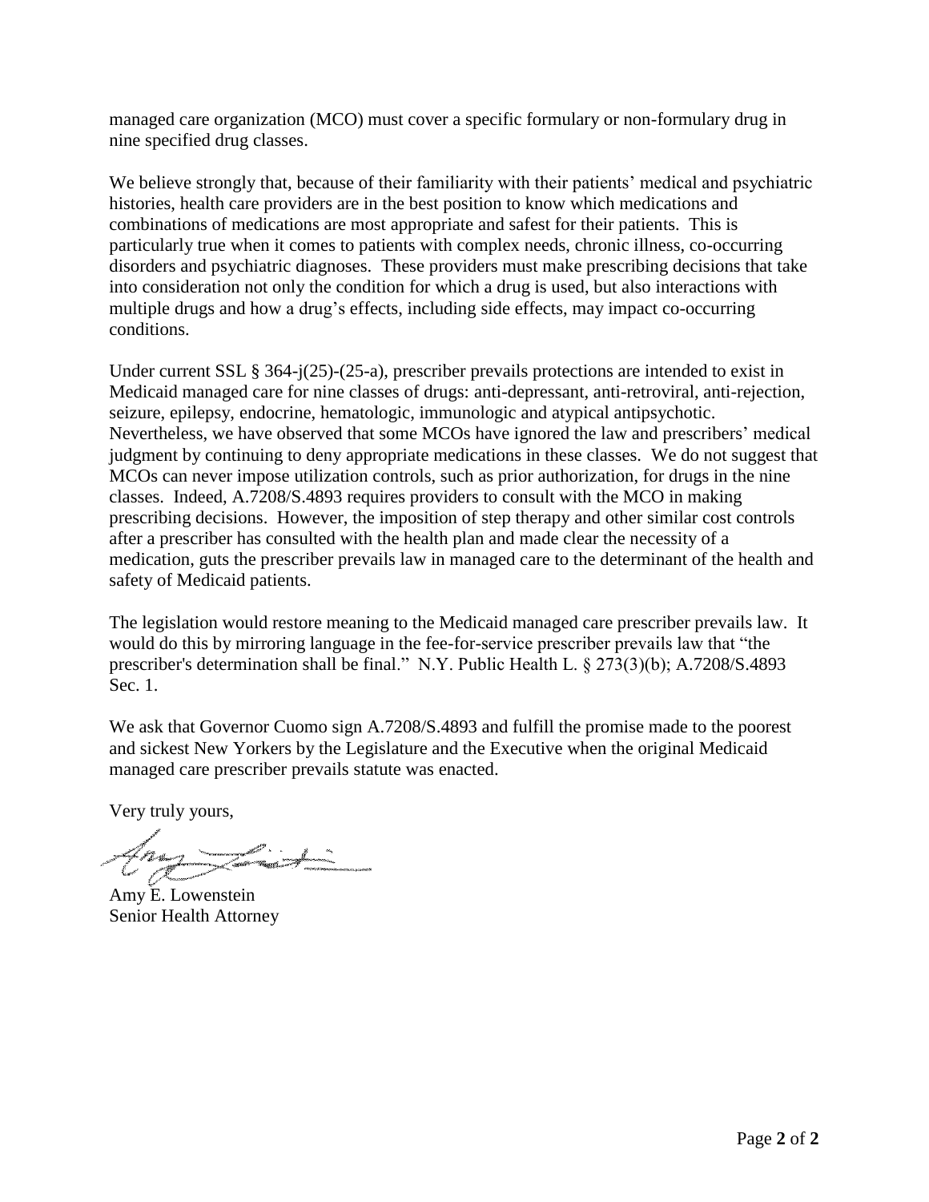managed care organization (MCO) must cover a specific formulary or non-formulary drug in nine specified drug classes.

We believe strongly that, because of their familiarity with their patients' medical and psychiatric histories, health care providers are in the best position to know which medications and combinations of medications are most appropriate and safest for their patients. This is particularly true when it comes to patients with complex needs, chronic illness, co-occurring disorders and psychiatric diagnoses. These providers must make prescribing decisions that take into consideration not only the condition for which a drug is used, but also interactions with multiple drugs and how a drug's effects, including side effects, may impact co-occurring conditions.

Under current SSL § 364-j(25)-(25-a), prescriber prevails protections are intended to exist in Medicaid managed care for nine classes of drugs: anti-depressant, anti-retroviral, anti-rejection, seizure, epilepsy, endocrine, hematologic, immunologic and atypical antipsychotic. Nevertheless, we have observed that some MCOs have ignored the law and prescribers' medical judgment by continuing to deny appropriate medications in these classes. We do not suggest that MCOs can never impose utilization controls, such as prior authorization, for drugs in the nine classes. Indeed, A.7208/S.4893 requires providers to consult with the MCO in making prescribing decisions. However, the imposition of step therapy and other similar cost controls after a prescriber has consulted with the health plan and made clear the necessity of a medication, guts the prescriber prevails law in managed care to the determinant of the health and safety of Medicaid patients.

The legislation would restore meaning to the Medicaid managed care prescriber prevails law. It would do this by mirroring language in the fee-for-service prescriber prevails law that "the prescriber's determination shall be final." N.Y. Public Health L. § 273(3)(b); A.7208/S.4893 Sec. 1.

We ask that Governor Cuomo sign A.7208/S.4893 and fulfill the promise made to the poorest and sickest New Yorkers by the Legislature and the Executive when the original Medicaid managed care prescriber prevails statute was enacted.

Very truly yours,

Amy E. Lowenstein
Senior Health Attorney